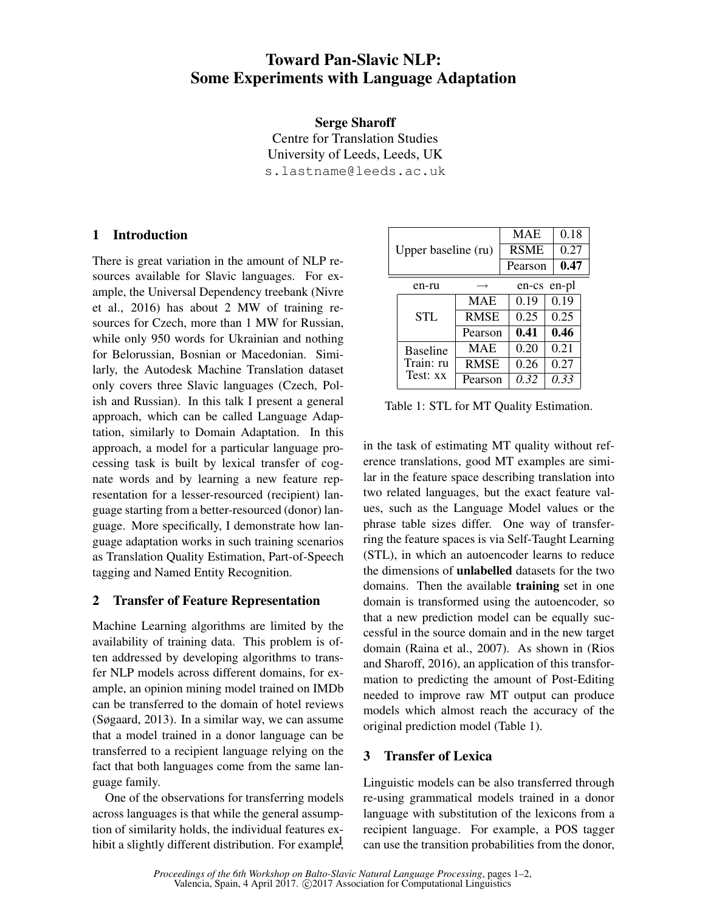# Toward Pan-Slavic NLP: Some Experiments with Language Adaptation

**Serge Sharoff**
Centre for Translation Studies
University of Leeds, Leeds, UK
s.lastname@leeds.ac.uk

## 1 Introduction

There is great variation in the amount of NLP resources available for Slavic languages. For example, the Universal Dependency treebank (Nivre et al., 2016) has about 2 MW of training resources for Czech, more than 1 MW for Russian, while only 950 words for Ukrainian and nothing for Belorussian, Bosnian or Macedonian. Similarly, the Autodesk Machine Translation dataset only covers three Slavic languages (Czech, Polish and Russian). In this talk I present a general approach, which can be called Language Adaptation, similarly to Domain Adaptation. In this approach, a model for a particular language processing task is built by lexical transfer of cognate words and by learning a new feature representation for a lesser-resourced (recipient) language starting from a better-resourced (donor) language. More specifically, I demonstrate how language adaptation works in such training scenarios as Translation Quality Estimation, Part-of-Speech tagging and Named Entity Recognition.

## 2 Transfer of Feature Representation

Machine Learning algorithms are limited by the availability of training data. This problem is often addressed by developing algorithms to transfer NLP models across different domains, for example, an opinion mining model trained on IMDb can be transferred to the domain of hotel reviews (Søgaard, 2013). In a similar way, we can assume that a model trained in a donor language can be transferred to a recipient language relying on the fact that both languages come from the same language family.

One of the observations for transferring models across languages is that while the general assumption of similarity holds, the individual features exhibit a slightly different distribution. For example, in the task of estimating MT quality without reference translations, good MT examples are similar in the feature space describing translation into two related languages, but the exact feature values, such as the Language Model values or the phrase table sizes differ. One way of transferring the feature spaces is via Self-Taught Learning (STL), in which an autoencoder learns to reduce the dimensions of **unlabelled** datasets for the two domains. Then the available **training** set in one domain is transformed using the autoencoder, so that a new prediction model can be equally successful in the source domain and in the new target domain (Raina et al., 2007). As shown in (Rios and Sharoff, 2016), an application of this transformation to predicting the amount of Post-Editing needed to improve raw MT output can produce models which almost reach the accuracy of the original prediction model (Table 1).

| | | | |
|---|---|---|---|
| Upper baseline (ru) | MAE | 0.18 | |
| | RSME | 0.27 | |
| | Pearson | **0.47** | |
| en-ru | → | en-cs | en-pl |
| STL | MAE | 0.19 | 0.19 |
| | RMSE | 0.25 | 0.25 |
| | Pearson | **0.41** | **0.46** |
| Baseline Train: ru Test: xx | MAE | 0.20 | 0.21 |
| | RMSE | 0.26 | 0.27 |
| | Pearson | *0.32* | *0.33* |

Table 1: STL for MT Quality Estimation.

## 3 Transfer of Lexica

Linguistic models can be also transferred through re-using grammatical models trained in a donor language with substitution of the lexicons from a recipient language. For example, a POS tagger can use the transition probabilities from the donor,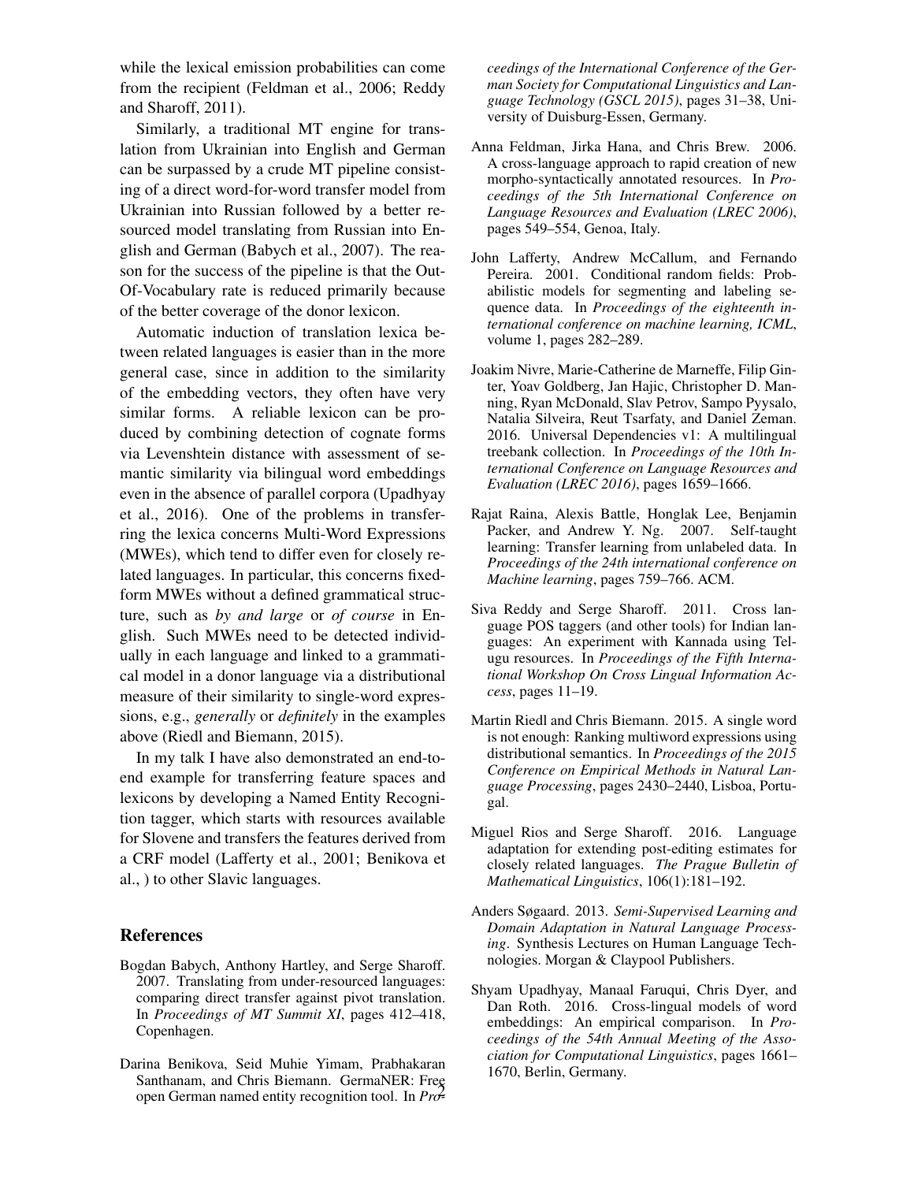while the lexical emission probabilities can come from the recipient (Feldman et al., 2006; Reddy and Sharoff, 2011).

Similarly, a traditional MT engine for translation from Ukrainian into English and German can be surpassed by a crude MT pipeline consisting of a direct word-for-word transfer model from Ukrainian into Russian followed by a better resourced model translating from Russian into English and German (Babych et al., 2007). The reason for the success of the pipeline is that the Out-Of-Vocabulary rate is reduced primarily because of the better coverage of the donor lexicon.

Automatic induction of translation lexica between related languages is easier than in the more general case, since in addition to the similarity of the embedding vectors, they often have very similar forms. A reliable lexicon can be produced by combining detection of cognate forms via Levenshtein distance with assessment of semantic similarity via bilingual word embeddings even in the absence of parallel corpora (Upadhyay et al., 2016). One of the problems in transferring the lexica concerns Multi-Word Expressions (MWEs), which tend to differ even for closely related languages. In particular, this concerns fixed-form MWEs without a defined grammatical structure, such as *by and large* or *of course* in English. Such MWEs need to be detected individually in each language and linked to a grammatical model in a donor language via a distributional measure of their similarity to single-word expressions, e.g., *generally* or *definitely* in the examples above (Riedl and Biemann, 2015).

In my talk I have also demonstrated an end-to-end example for transferring feature spaces and lexicons by developing a Named Entity Recognition tagger, which starts with resources available for Slovene and transfers the features derived from a CRF model (Lafferty et al., 2001; Benikova et al., ) to other Slavic languages.

## References

Bogdan Babych, Anthony Hartley, and Serge Sharoff. 2007. Translating from under-resourced languages: comparing direct transfer against pivot translation. In *Proceedings of MT Summit XI*, pages 412–418, Copenhagen.

Darina Benikova, Seid Muhie Yimam, Prabhakaran Santhanam, and Chris Biemann. GermaNER: Free open German named entity recognition tool. In *Proceedings of the International Conference of the German Society for Computational Linguistics and Language Technology (GSCL 2015)*, pages 31–38, University of Duisburg-Essen, Germany.

Anna Feldman, Jirka Hana, and Chris Brew. 2006. A cross-language approach to rapid creation of new morpho-syntactically annotated resources. In *Proceedings of the 5th International Conference on Language Resources and Evaluation (LREC 2006)*, pages 549–554, Genoa, Italy.

John Lafferty, Andrew McCallum, and Fernando Pereira. 2001. Conditional random fields: Probabilistic models for segmenting and labeling sequence data. In *Proceedings of the eighteenth international conference on machine learning, ICML*, volume 1, pages 282–289.

Joakim Nivre, Marie-Catherine de Marneffe, Filip Ginter, Yoav Goldberg, Jan Hajic, Christopher D. Manning, Ryan McDonald, Slav Petrov, Sampo Pyysalo, Natalia Silveira, Reut Tsarfaty, and Daniel Zeman. 2016. Universal Dependencies v1: A multilingual treebank collection. In *Proceedings of the 10th International Conference on Language Resources and Evaluation (LREC 2016)*, pages 1659–1666.

Rajat Raina, Alexis Battle, Honglak Lee, Benjamin Packer, and Andrew Y. Ng. 2007. Self-taught learning: Transfer learning from unlabeled data. In *Proceedings of the 24th international conference on Machine learning*, pages 759–766. ACM.

Siva Reddy and Serge Sharoff. 2011. Cross language POS taggers (and other tools) for Indian languages: An experiment with Kannada using Telugu resources. In *Proceedings of the Fifth International Workshop On Cross Lingual Information Access*, pages 11–19.

Martin Riedl and Chris Biemann. 2015. A single word is not enough: Ranking multiword expressions using distributional semantics. In *Proceedings of the 2015 Conference on Empirical Methods in Natural Language Processing*, pages 2430–2440, Lisboa, Portugal.

Miguel Rios and Serge Sharoff. 2016. Language adaptation for extending post-editing estimates for closely related languages. *The Prague Bulletin of Mathematical Linguistics*, 106(1):181–192.

Anders Søgaard. 2013. *Semi-Supervised Learning and Domain Adaptation in Natural Language Processing*. Synthesis Lectures on Human Language Technologies. Morgan & Claypool Publishers.

Shyam Upadhyay, Manaal Faruqui, Chris Dyer, and Dan Roth. 2016. Cross-lingual models of word embeddings: An empirical comparison. In *Proceedings of the 54th Annual Meeting of the Association for Computational Linguistics*, pages 1661–1670, Berlin, Germany.